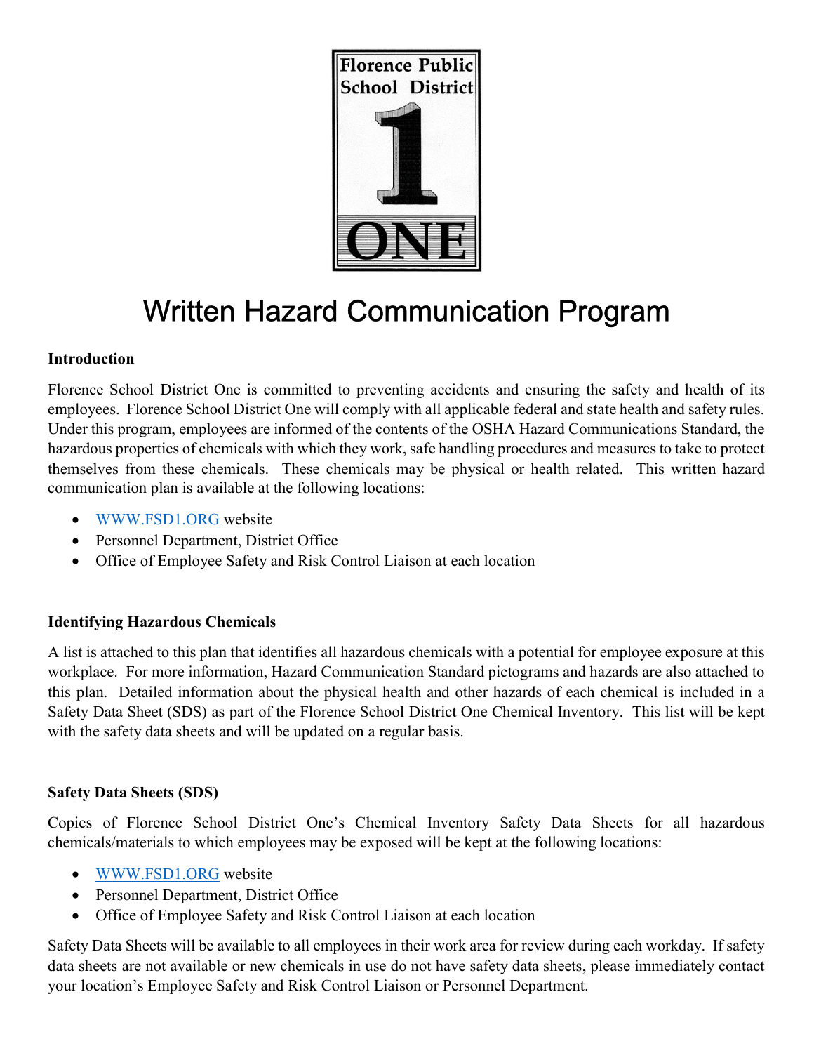Florence Public School District ONE

# Written Hazard Communication Program

### Introduction

Florence School District One is committed to preventing accidents and ensuring the safety and health of its employees. Florence School District One will comply with all applicable federal and state health and safety rules. Under this program, employees are informed of the contents of the OSHA Hazard Communications Standard, the hazardous properties of chemicals with which they work, safe handling procedures and measures to take to protect themselves from these chemicals. These chemicals may be physical or health related. This written hazard communication plan is available at the following locations:

- WWW.FSD1.ORG website
- Personnel Department, District Office
- Office of Employee Safety and Risk Control Liaison at each location

### Identifying Hazardous Chemicals

A list is attached to this plan that identifies all hazardous chemicals with a potential for employee exposure at this workplace. For more information, Hazard Communication Standard pictograms and hazards are also attached to this plan. Detailed information about the physical health and other hazards of each chemical is included in a Safety Data Sheet (SDS) as part of the Florence School District One Chemical Inventory. This list will be kept with the safety data sheets and will be updated on a regular basis.

### Safety Data Sheets (SDS)

Copies of Florence School District One's Chemical Inventory Safety Data Sheets for all hazardous chemicals/materials to which employees may be exposed will be kept at the following locations:

- WWW.FSD1.ORG website
- Personnel Department, District Office
- Office of Employee Safety and Risk Control Liaison at each location

Safety Data Sheets will be available to all employees in their work area for review during each workday. If safety data sheets are not available or new chemicals in use do not have safety data sheets, please immediately contact your location's Employee Safety and Risk Control Liaison or Personnel Department.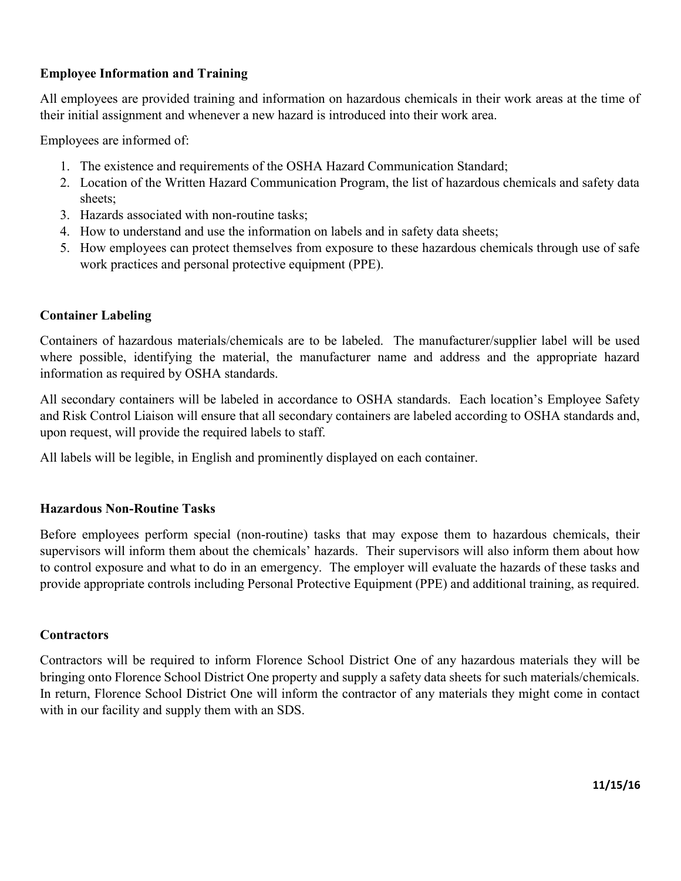**Employee Information and Training**

All employees are provided training and information on hazardous chemicals in their work areas at the time of their initial assignment and whenever a new hazard is introduced into their work area.

Employees are informed of:

1. The existence and requirements of the OSHA Hazard Communication Standard;
2. Location of the Written Hazard Communication Program, the list of hazardous chemicals and safety data sheets;
3. Hazards associated with non-routine tasks;
4. How to understand and use the information on labels and in safety data sheets;
5. How employees can protect themselves from exposure to these hazardous chemicals through use of safe work practices and personal protective equipment (PPE).

**Container Labeling**

Containers of hazardous materials/chemicals are to be labeled. The manufacturer/supplier label will be used where possible, identifying the material, the manufacturer name and address and the appropriate hazard information as required by OSHA standards.

All secondary containers will be labeled in accordance to OSHA standards. Each location's Employee Safety and Risk Control Liaison will ensure that all secondary containers are labeled according to OSHA standards and, upon request, will provide the required labels to staff.

All labels will be legible, in English and prominently displayed on each container.

**Hazardous Non-Routine Tasks**

Before employees perform special (non-routine) tasks that may expose them to hazardous chemicals, their supervisors will inform them about the chemicals' hazards. Their supervisors will also inform them about how to control exposure and what to do in an emergency. The employer will evaluate the hazards of these tasks and provide appropriate controls including Personal Protective Equipment (PPE) and additional training, as required.

**Contractors**

Contractors will be required to inform Florence School District One of any hazardous materials they will be bringing onto Florence School District One property and supply a safety data sheets for such materials/chemicals. In return, Florence School District One will inform the contractor of any materials they might come in contact with in our facility and supply them with an SDS.

**11/15/16**